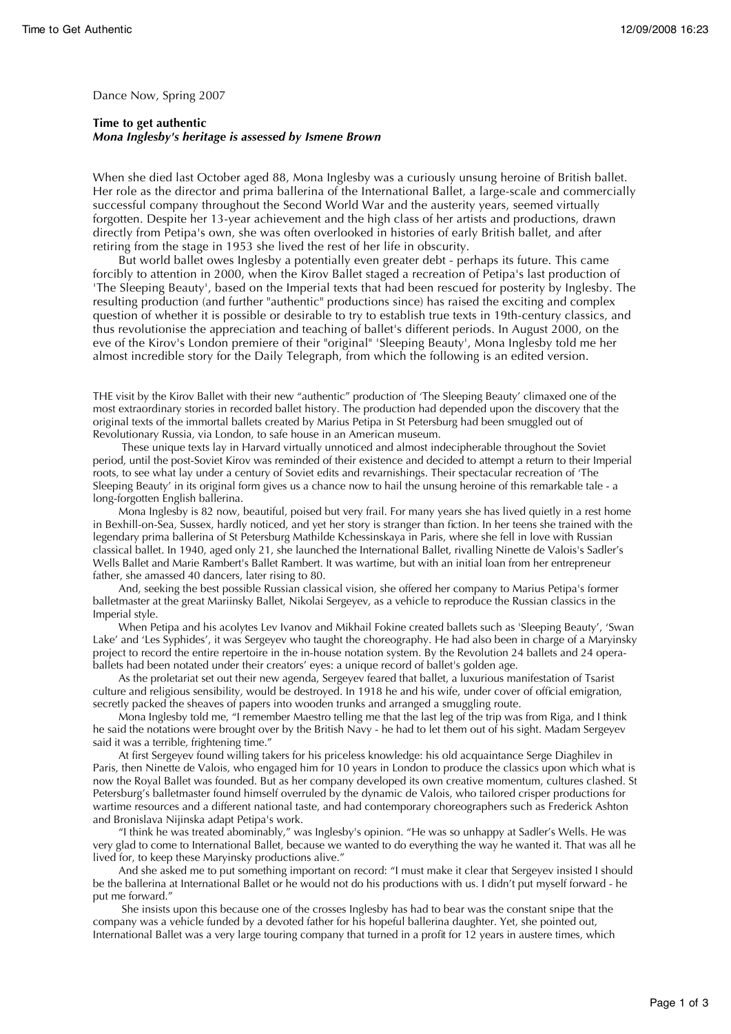Dance Now, Spring 2007

**Time to get authentic**
***Mona Inglesby's heritage is assessed by Ismene Brown***

When she died last October aged 88, Mona Inglesby was a curiously unsung heroine of British ballet. Her role as the director and prima ballerina of the International Ballet, a large-scale and commercially successful company throughout the Second World War and the austerity years, seemed virtually forgotten. Despite her 13-year achievement and the high class of her artists and productions, drawn directly from Petipa's own, she was often overlooked in histories of early British ballet, and after retiring from the stage in 1953 she lived the rest of her life in obscurity.

But world ballet owes Inglesby a potentially even greater debt - perhaps its future. This came forcibly to attention in 2000, when the Kirov Ballet staged a recreation of Petipa's last production of 'The Sleeping Beauty', based on the Imperial texts that had been rescued for posterity by Inglesby. The resulting production (and further "authentic" productions since) has raised the exciting and complex question of whether it is possible or desirable to try to establish true texts in 19th-century classics, and thus revolutionise the appreciation and teaching of ballet's different periods. In August 2000, on the eve of the Kirov's London premiere of their "original" 'Sleeping Beauty', Mona Inglesby told me her almost incredible story for the Daily Telegraph, from which the following is an edited version.

THE visit by the Kirov Ballet with their new "authentic" production of 'The Sleeping Beauty' climaxed one of the most extraordinary stories in recorded ballet history. The production had depended upon the discovery that the original texts of the immortal ballets created by Marius Petipa in St Petersburg had been smuggled out of Revolutionary Russia, via London, to safe house in an American museum.

These unique texts lay in Harvard virtually unnoticed and almost indecipherable throughout the Soviet period, until the post-Soviet Kirov was reminded of their existence and decided to attempt a return to their Imperial roots, to see what lay under a century of Soviet edits and revarnishings. Their spectacular recreation of 'The Sleeping Beauty' in its original form gives us a chance now to hail the unsung heroine of this remarkable tale - a long-forgotten English ballerina.

Mona Inglesby is 82 now, beautiful, poised but very frail. For many years she has lived quietly in a rest home in Bexhill-on-Sea, Sussex, hardly noticed, and yet her story is stranger than fiction. In her teens she trained with the legendary prima ballerina of St Petersburg Mathilde Kchessinskaya in Paris, where she fell in love with Russian classical ballet. In 1940, aged only 21, she launched the International Ballet, rivalling Ninette de Valois's Sadler's Wells Ballet and Marie Rambert's Ballet Rambert. It was wartime, but with an initial loan from her entrepreneur father, she amassed 40 dancers, later rising to 80.

And, seeking the best possible Russian classical vision, she offered her company to Marius Petipa's former balletmaster at the great Mariinsky Ballet, Nikolai Sergeyev, as a vehicle to reproduce the Russian classics in the Imperial style.

When Petipa and his acolytes Lev Ivanov and Mikhail Fokine created ballets such as 'Sleeping Beauty', 'Swan Lake' and 'Les Syphides', it was Sergeyev who taught the choreography. He had also been in charge of a Maryinsky project to record the entire repertoire in the in-house notation system. By the Revolution 24 ballets and 24 opera-ballets had been notated under their creators' eyes: a unique record of ballet's golden age.

As the proletariat set out their new agenda, Sergeyev feared that ballet, a luxurious manifestation of Tsarist culture and religious sensibility, would be destroyed. In 1918 he and his wife, under cover of official emigration, secretly packed the sheaves of papers into wooden trunks and arranged a smuggling route.

Mona Inglesby told me, "I remember Maestro telling me that the last leg of the trip was from Riga, and I think he said the notations were brought over by the British Navy - he had to let them out of his sight. Madam Sergeyev said it was a terrible, frightening time."

At first Sergeyev found willing takers for his priceless knowledge: his old acquaintance Serge Diaghilev in Paris, then Ninette de Valois, who engaged him for 10 years in London to produce the classics upon which what is now the Royal Ballet was founded. But as her company developed its own creative momentum, cultures clashed. St Petersburg's balletmaster found himself overruled by the dynamic de Valois, who tailored crisper productions for wartime resources and a different national taste, and had contemporary choreographers such as Frederick Ashton and Bronislava Nijinska adapt Petipa's work.

"I think he was treated abominably," was Inglesby's opinion. "He was so unhappy at Sadler's Wells. He was very glad to come to International Ballet, because we wanted to do everything the way he wanted it. That was all he lived for, to keep these Maryinsky productions alive."

And she asked me to put something important on record: "I must make it clear that Sergeyev insisted I should be the ballerina at International Ballet or he would not do his productions with us. I didn't put myself forward - he put me forward."

She insists upon this because one of the crosses Inglesby has had to bear was the constant snipe that the company was a vehicle funded by a devoted father for his hopeful ballerina daughter. Yet, she pointed out, International Ballet was a very large touring company that turned in a profit for 12 years in austere times, which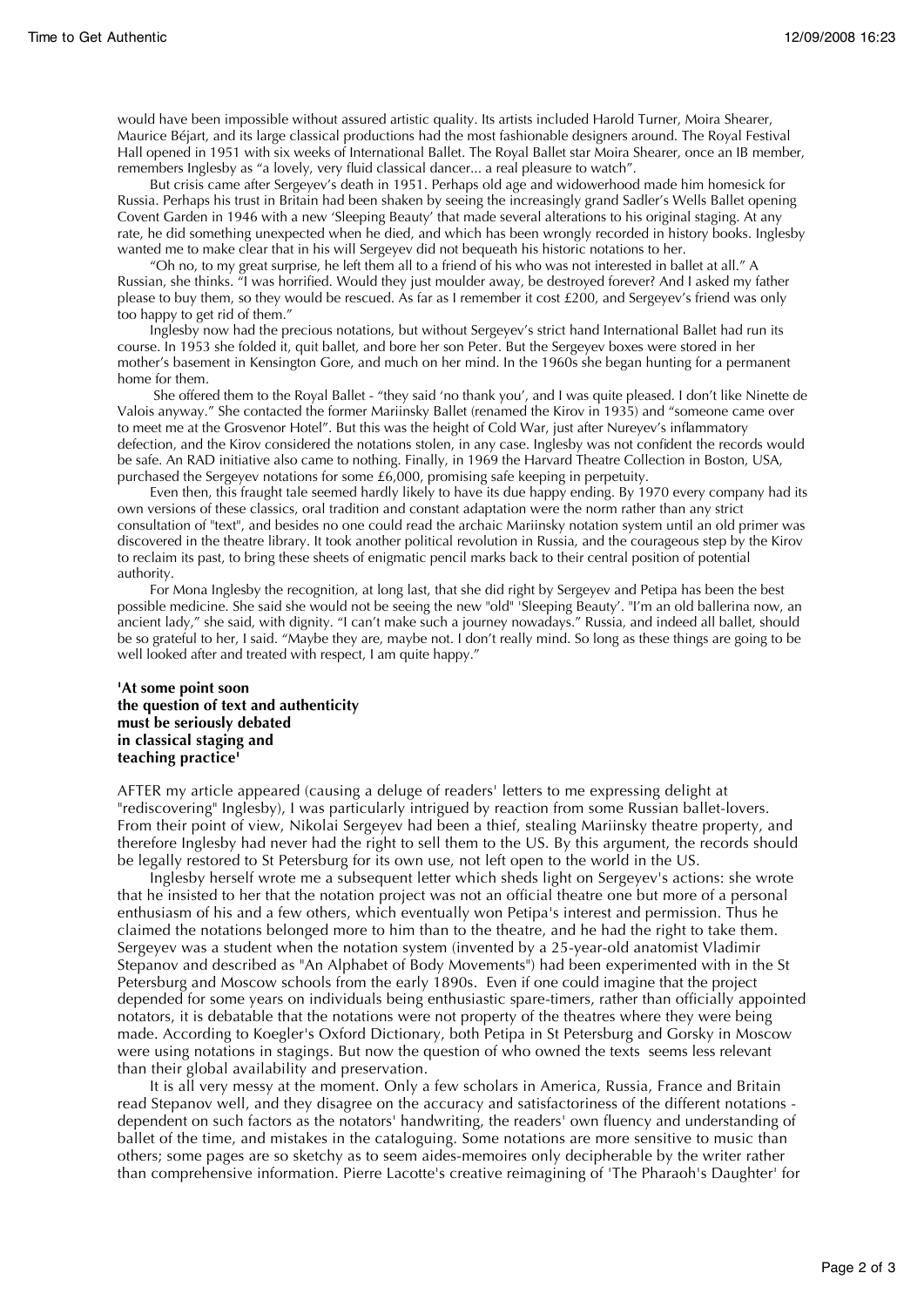would have been impossible without assured artistic quality. Its artists included Harold Turner, Moira Shearer, Maurice Béjart, and its large classical productions had the most fashionable designers around. The Royal Festival Hall opened in 1951 with six weeks of International Ballet. The Royal Ballet star Moira Shearer, once an IB member, remembers Inglesby as "a lovely, very fluid classical dancer... a real pleasure to watch".

But crisis came after Sergeyev's death in 1951. Perhaps old age and widowerhood made him homesick for Russia. Perhaps his trust in Britain had been shaken by seeing the increasingly grand Sadler's Wells Ballet opening Covent Garden in 1946 with a new 'Sleeping Beauty' that made several alterations to his original staging. At any rate, he did something unexpected when he died, and which has been wrongly recorded in history books. Inglesby wanted me to make clear that in his will Sergeyev did not bequeath his historic notations to her.

"Oh no, to my great surprise, he left them all to a friend of his who was not interested in ballet at all." A Russian, she thinks. "I was horrified. Would they just moulder away, be destroyed forever? And I asked my father please to buy them, so they would be rescued. As far as I remember it cost £200, and Sergeyev's friend was only too happy to get rid of them."

Inglesby now had the precious notations, but without Sergeyev's strict hand International Ballet had run its course. In 1953 she folded it, quit ballet, and bore her son Peter. But the Sergeyev boxes were stored in her mother's basement in Kensington Gore, and much on her mind. In the 1960s she began hunting for a permanent home for them.

She offered them to the Royal Ballet - "they said 'no thank you', and I was quite pleased. I don't like Ninette de Valois anyway." She contacted the former Mariinsky Ballet (renamed the Kirov in 1935) and "someone came over to meet me at the Grosvenor Hotel". But this was the height of Cold War, just after Nureyev's inflammatory defection, and the Kirov considered the notations stolen, in any case. Inglesby was not confident the records would be safe. An RAD initiative also came to nothing. Finally, in 1969 the Harvard Theatre Collection in Boston, USA, purchased the Sergeyev notations for some £6,000, promising safe keeping in perpetuity.

Even then, this fraught tale seemed hardly likely to have its due happy ending. By 1970 every company had its own versions of these classics, oral tradition and constant adaptation were the norm rather than any strict consultation of "text", and besides no one could read the archaic Mariinsky notation system until an old primer was discovered in the theatre library. It took another political revolution in Russia, and the courageous step by the Kirov to reclaim its past, to bring these sheets of enigmatic pencil marks back to their central position of potential authority.

For Mona Inglesby the recognition, at long last, that she did right by Sergeyev and Petipa has been the best possible medicine. She said she would not be seeing the new "old" 'Sleeping Beauty'. "I'm an old ballerina now, an ancient lady," she said, with dignity. "I can't make such a journey nowadays." Russia, and indeed all ballet, should be so grateful to her, I said. "Maybe they are, maybe not. I don't really mind. So long as these things are going to be well looked after and treated with respect, I am quite happy."

**'At some point soon
the question of text and authenticity
must be seriously debated
in classical staging and
teaching practice'**

AFTER my article appeared (causing a deluge of readers' letters to me expressing delight at "rediscovering" Inglesby), I was particularly intrigued by reaction from some Russian ballet-lovers. From their point of view, Nikolai Sergeyev had been a thief, stealing Mariinsky theatre property, and therefore Inglesby had never had the right to sell them to the US. By this argument, the records should be legally restored to St Petersburg for its own use, not left open to the world in the US.

Inglesby herself wrote me a subsequent letter which sheds light on Sergeyev's actions: she wrote that he insisted to her that the notation project was not an official theatre one but more of a personal enthusiasm of his and a few others, which eventually won Petipa's interest and permission. Thus he claimed the notations belonged more to him than to the theatre, and he had the right to take them. Sergeyev was a student when the notation system (invented by a 25-year-old anatomist Vladimir Stepanov and described as "An Alphabet of Body Movements") had been experimented with in the St Petersburg and Moscow schools from the early 1890s. Even if one could imagine that the project depended for some years on individuals being enthusiastic spare-timers, rather than officially appointed notators, it is debatable that the notations were not property of the theatres where they were being made. According to Koegler's Oxford Dictionary, both Petipa in St Petersburg and Gorsky in Moscow were using notations in stagings. But now the question of who owned the texts seems less relevant than their global availability and preservation.

It is all very messy at the moment. Only a few scholars in America, Russia, France and Britain read Stepanov well, and they disagree on the accuracy and satisfactoriness of the different notations - dependent on such factors as the notators' handwriting, the readers' own fluency and understanding of ballet of the time, and mistakes in the cataloguing. Some notations are more sensitive to music than others; some pages are so sketchy as to seem aides-memoires only decipherable by the writer rather than comprehensive information. Pierre Lacotte's creative reimagining of 'The Pharaoh's Daughter' for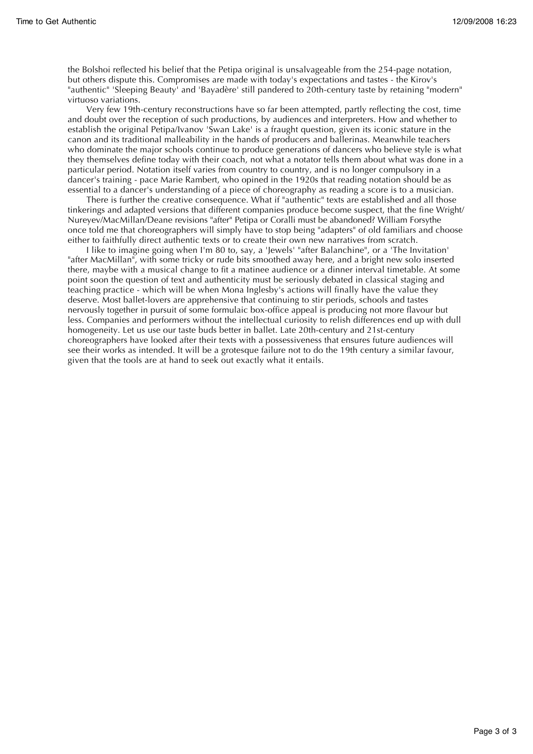the Bolshoi reflected his belief that the Petipa original is unsalvageable from the 254-page notation, but others dispute this. Compromises are made with today's expectations and tastes - the Kirov's "authentic" 'Sleeping Beauty' and 'Bayadère' still pandered to 20th-century taste by retaining "modern" virtuoso variations.

Very few 19th-century reconstructions have so far been attempted, partly reflecting the cost, time and doubt over the reception of such productions, by audiences and interpreters. How and whether to establish the original Petipa/Ivanov 'Swan Lake' is a fraught question, given its iconic stature in the canon and its traditional malleability in the hands of producers and ballerinas. Meanwhile teachers who dominate the major schools continue to produce generations of dancers who believe style is what they themselves define today with their coach, not what a notator tells them about what was done in a particular period. Notation itself varies from country to country, and is no longer compulsory in a dancer's training - pace Marie Rambert, who opined in the 1920s that reading notation should be as essential to a dancer's understanding of a piece of choreography as reading a score is to a musician.

There is further the creative consequence. What if "authentic" texts are established and all those tinkerings and adapted versions that different companies produce become suspect, that the fine Wright/Nureyev/MacMillan/Deane revisions "after" Petipa or Coralli must be abandoned? William Forsythe once told me that choreographers will simply have to stop being "adapters" of old familiars and choose either to faithfully direct authentic texts or to create their own new narratives from scratch.

I like to imagine going when I'm 80 to, say, a 'Jewels' "after Balanchine", or a 'The Invitation' "after MacMillan", with some tricky or rude bits smoothed away here, and a bright new solo inserted there, maybe with a musical change to fit a matinee audience or a dinner interval timetable. At some point soon the question of text and authenticity must be seriously debated in classical staging and teaching practice - which will be when Mona Inglesby's actions will finally have the value they deserve. Most ballet-lovers are apprehensive that continuing to stir periods, schools and tastes nervously together in pursuit of some formulaic box-office appeal is producing not more flavour but less. Companies and performers without the intellectual curiosity to relish differences end up with dull homogeneity. Let us use our taste buds better in ballet. Late 20th-century and 21st-century choreographers have looked after their texts with a possessiveness that ensures future audiences will see their works as intended. It will be a grotesque failure not to do the 19th century a similar favour, given that the tools are at hand to seek out exactly what it entails.